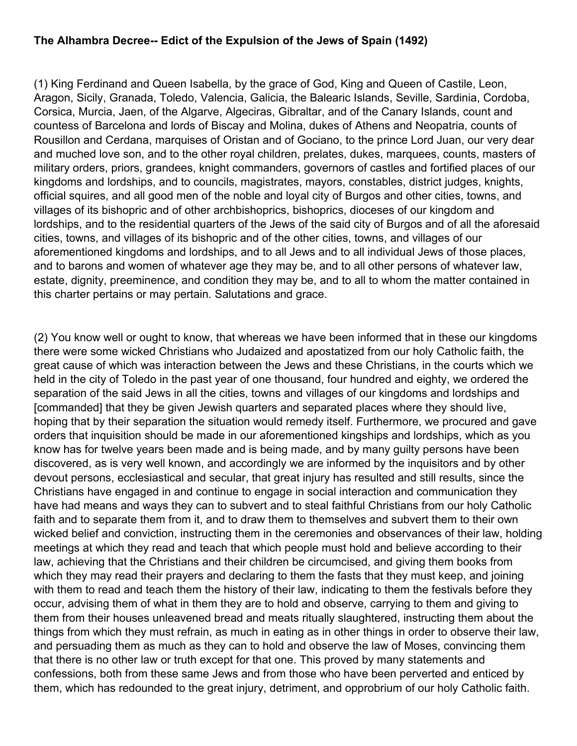**The Alhambra Decree-- Edict of the Expulsion of the Jews of Spain (1492)**

(1) King Ferdinand and Queen Isabella, by the grace of God, King and Queen of Castile, Leon, Aragon, Sicily, Granada, Toledo, Valencia, Galicia, the Balearic Islands, Seville, Sardinia, Cordoba, Corsica, Murcia, Jaen, of the Algarve, Algeciras, Gibraltar, and of the Canary Islands, count and countess of Barcelona and lords of Biscay and Molina, dukes of Athens and Neopatria, counts of Rousillon and Cerdana, marquises of Oristan and of Gociano, to the prince Lord Juan, our very dear and muched love son, and to the other royal children, prelates, dukes, marquees, counts, masters of military orders, priors, grandees, knight commanders, governors of castles and fortified places of our kingdoms and lordships, and to councils, magistrates, mayors, constables, district judges, knights, official squires, and all good men of the noble and loyal city of Burgos and other cities, towns, and villages of its bishopric and of other archbishoprics, bishoprics, dioceses of our kingdom and lordships, and to the residential quarters of the Jews of the said city of Burgos and of all the aforesaid cities, towns, and villages of its bishopric and of the other cities, towns, and villages of our aforementioned kingdoms and lordships, and to all Jews and to all individual Jews of those places, and to barons and women of whatever age they may be, and to all other persons of whatever law, estate, dignity, preeminence, and condition they may be, and to all to whom the matter contained in this charter pertains or may pertain. Salutations and grace.

(2) You know well or ought to know, that whereas we have been informed that in these our kingdoms there were some wicked Christians who Judaized and apostatized from our holy Catholic faith, the great cause of which was interaction between the Jews and these Christians, in the courts which we held in the city of Toledo in the past year of one thousand, four hundred and eighty, we ordered the separation of the said Jews in all the cities, towns and villages of our kingdoms and lordships and [commanded] that they be given Jewish quarters and separated places where they should live, hoping that by their separation the situation would remedy itself. Furthermore, we procured and gave orders that inquisition should be made in our aforementioned kingships and lordships, which as you know has for twelve years been made and is being made, and by many guilty persons have been discovered, as is very well known, and accordingly we are informed by the inquisitors and by other devout persons, ecclesiastical and secular, that great injury has resulted and still results, since the Christians have engaged in and continue to engage in social interaction and communication they have had means and ways they can to subvert and to steal faithful Christians from our holy Catholic faith and to separate them from it, and to draw them to themselves and subvert them to their own wicked belief and conviction, instructing them in the ceremonies and observances of their law, holding meetings at which they read and teach that which people must hold and believe according to their law, achieving that the Christians and their children be circumcised, and giving them books from which they may read their prayers and declaring to them the fasts that they must keep, and joining with them to read and teach them the history of their law, indicating to them the festivals before they occur, advising them of what in them they are to hold and observe, carrying to them and giving to them from their houses unleavened bread and meats ritually slaughtered, instructing them about the things from which they must refrain, as much in eating as in other things in order to observe their law, and persuading them as much as they can to hold and observe the law of Moses, convincing them that there is no other law or truth except for that one. This proved by many statements and confessions, both from these same Jews and from those who have been perverted and enticed by them, which has redounded to the great injury, detriment, and opprobrium of our holy Catholic faith.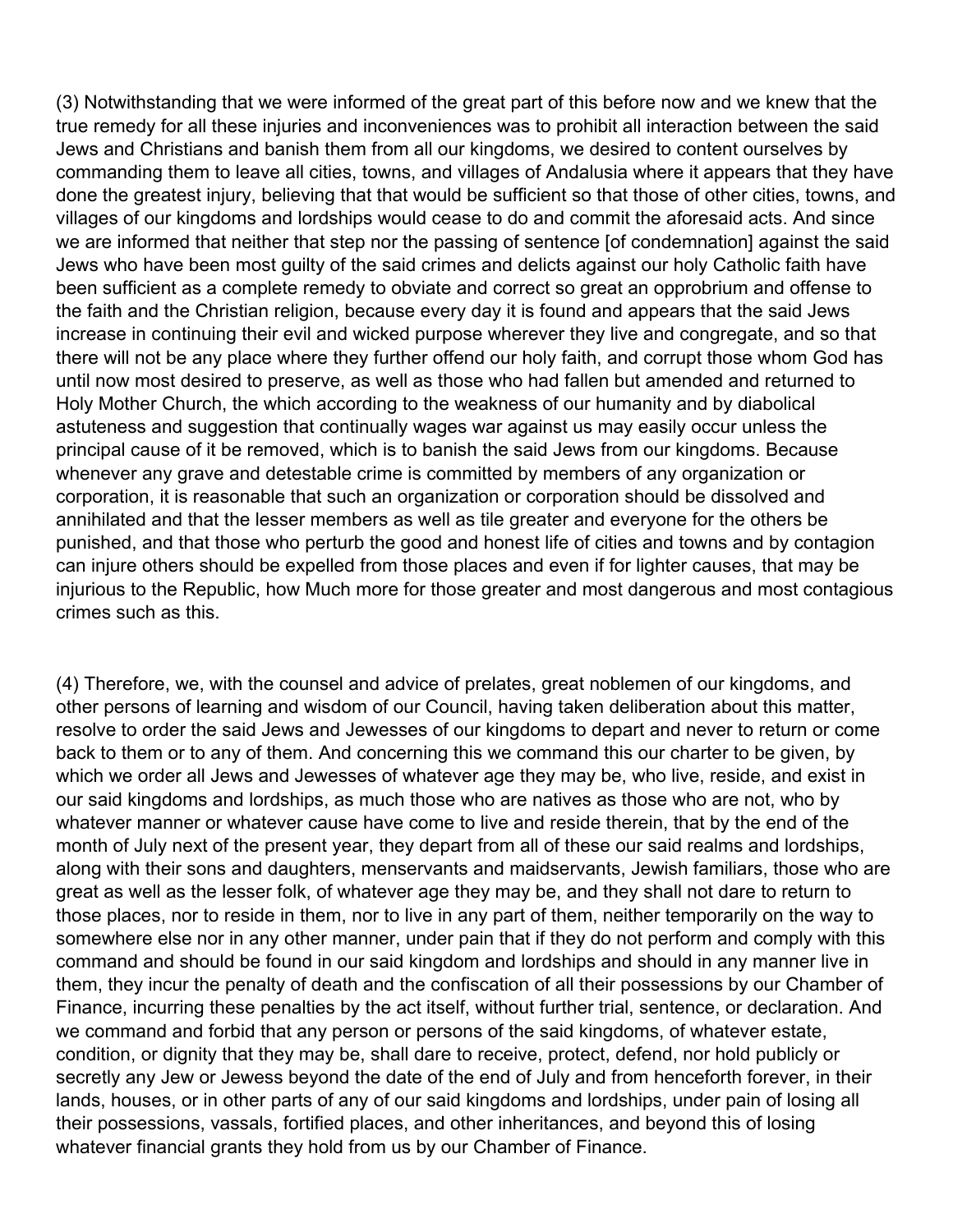(3) Notwithstanding that we were informed of the great part of this before now and we knew that the true remedy for all these injuries and inconveniences was to prohibit all interaction between the said Jews and Christians and banish them from all our kingdoms, we desired to content ourselves by commanding them to leave all cities, towns, and villages of Andalusia where it appears that they have done the greatest injury, believing that that would be sufficient so that those of other cities, towns, and villages of our kingdoms and lordships would cease to do and commit the aforesaid acts. And since we are informed that neither that step nor the passing of sentence [of condemnation] against the said Jews who have been most guilty of the said crimes and delicts against our holy Catholic faith have been sufficient as a complete remedy to obviate and correct so great an opprobrium and offense to the faith and the Christian religion, because every day it is found and appears that the said Jews increase in continuing their evil and wicked purpose wherever they live and congregate, and so that there will not be any place where they further offend our holy faith, and corrupt those whom God has until now most desired to preserve, as well as those who had fallen but amended and returned to Holy Mother Church, the which according to the weakness of our humanity and by diabolical astuteness and suggestion that continually wages war against us may easily occur unless the principal cause of it be removed, which is to banish the said Jews from our kingdoms. Because whenever any grave and detestable crime is committed by members of any organization or corporation, it is reasonable that such an organization or corporation should be dissolved and annihilated and that the lesser members as well as tile greater and everyone for the others be punished, and that those who perturb the good and honest life of cities and towns and by contagion can injure others should be expelled from those places and even if for lighter causes, that may be injurious to the Republic, how Much more for those greater and most dangerous and most contagious crimes such as this.

(4) Therefore, we, with the counsel and advice of prelates, great noblemen of our kingdoms, and other persons of learning and wisdom of our Council, having taken deliberation about this matter, resolve to order the said Jews and Jewesses of our kingdoms to depart and never to return or come back to them or to any of them. And concerning this we command this our charter to be given, by which we order all Jews and Jewesses of whatever age they may be, who live, reside, and exist in our said kingdoms and lordships, as much those who are natives as those who are not, who by whatever manner or whatever cause have come to live and reside therein, that by the end of the month of July next of the present year, they depart from all of these our said realms and lordships, along with their sons and daughters, menservants and maidservants, Jewish familiars, those who are great as well as the lesser folk, of whatever age they may be, and they shall not dare to return to those places, nor to reside in them, nor to live in any part of them, neither temporarily on the way to somewhere else nor in any other manner, under pain that if they do not perform and comply with this command and should be found in our said kingdom and lordships and should in any manner live in them, they incur the penalty of death and the confiscation of all their possessions by our Chamber of Finance, incurring these penalties by the act itself, without further trial, sentence, or declaration. And we command and forbid that any person or persons of the said kingdoms, of whatever estate, condition, or dignity that they may be, shall dare to receive, protect, defend, nor hold publicly or secretly any Jew or Jewess beyond the date of the end of July and from henceforth forever, in their lands, houses, or in other parts of any of our said kingdoms and lordships, under pain of losing all their possessions, vassals, fortified places, and other inheritances, and beyond this of losing whatever financial grants they hold from us by our Chamber of Finance.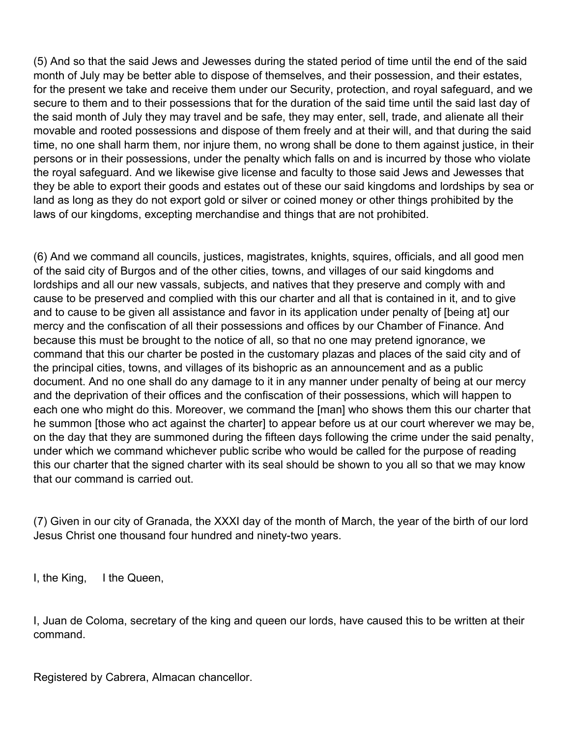(5) And so that the said Jews and Jewesses during the stated period of time until the end of the said month of July may be better able to dispose of themselves, and their possession, and their estates, for the present we take and receive them under our Security, protection, and royal safeguard, and we secure to them and to their possessions that for the duration of the said time until the said last day of the said month of July they may travel and be safe, they may enter, sell, trade, and alienate all their movable and rooted possessions and dispose of them freely and at their will, and that during the said time, no one shall harm them, nor injure them, no wrong shall be done to them against justice, in their persons or in their possessions, under the penalty which falls on and is incurred by those who violate the royal safeguard. And we likewise give license and faculty to those said Jews and Jewesses that they be able to export their goods and estates out of these our said kingdoms and lordships by sea or land as long as they do not export gold or silver or coined money or other things prohibited by the laws of our kingdoms, excepting merchandise and things that are not prohibited.

(6) And we command all councils, justices, magistrates, knights, squires, officials, and all good men of the said city of Burgos and of the other cities, towns, and villages of our said kingdoms and lordships and all our new vassals, subjects, and natives that they preserve and comply with and cause to be preserved and complied with this our charter and all that is contained in it, and to give and to cause to be given all assistance and favor in its application under penalty of [being at] our mercy and the confiscation of all their possessions and offices by our Chamber of Finance. And because this must be brought to the notice of all, so that no one may pretend ignorance, we command that this our charter be posted in the customary plazas and places of the said city and of the principal cities, towns, and villages of its bishopric as an announcement and as a public document. And no one shall do any damage to it in any manner under penalty of being at our mercy and the deprivation of their offices and the confiscation of their possessions, which will happen to each one who might do this. Moreover, we command the [man] who shows them this our charter that he summon [those who act against the charter] to appear before us at our court wherever we may be, on the day that they are summoned during the fifteen days following the crime under the said penalty, under which we command whichever public scribe who would be called for the purpose of reading this our charter that the signed charter with its seal should be shown to you all so that we may know that our command is carried out.

(7) Given in our city of Granada, the XXXI day of the month of March, the year of the birth of our lord Jesus Christ one thousand four hundred and ninety-two years.

I, the King, I the Queen,

I, Juan de Coloma, secretary of the king and queen our lords, have caused this to be written at their command.

Registered by Cabrera, Almacan chancellor.